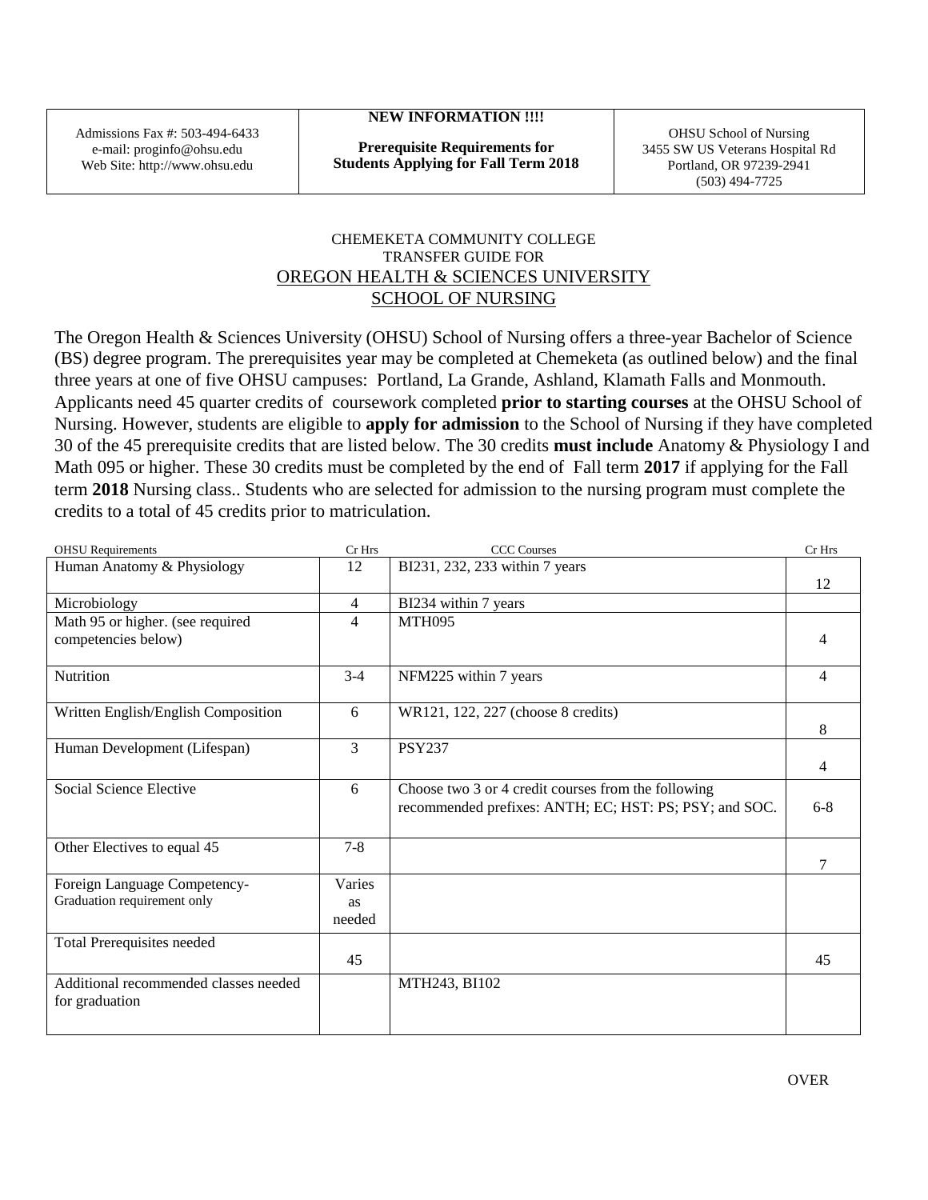| Admissions Fax #: 503-494-6433<br>e-mail: proginfo@ohsu.edu<br>Web Site: http://www.ohsu.edu | **NEW INFORMATION !!!!**<br><br>**Prerequisite Requirements for Students Applying for Fall Term 2018** | OHSU School of Nursing<br>3455 SW US Veterans Hospital Rd<br>Portland, OR 97239-2941<br>(503) 494-7725 |
|---|---|---|

CHEMEKETA COMMUNITY COLLEGE
TRANSFER GUIDE FOR

## OREGON HEALTH & SCIENCES UNIVERSITY SCHOOL OF NURSING

The Oregon Health & Sciences University (OHSU) School of Nursing offers a three-year Bachelor of Science (BS) degree program. The prerequisites year may be completed at Chemeketa (as outlined below) and the final three years at one of five OHSU campuses: Portland, La Grande, Ashland, Klamath Falls and Monmouth. Applicants need 45 quarter credits of coursework completed **prior to starting courses** at the OHSU School of Nursing. However, students are eligible to **apply for admission** to the School of Nursing if they have completed 30 of the 45 prerequisite credits that are listed below. The 30 credits **must include** Anatomy & Physiology I and Math 095 or higher. These 30 credits must be completed by the end of Fall term **2017** if applying for the Fall term **2018** Nursing class.. Students who are selected for admission to the nursing program must complete the credits to a total of 45 credits prior to matriculation.

| OHSU Requirements | Cr Hrs | CCC Courses | Cr Hrs |
|---|---|---|---|
| Human Anatomy & Physiology | 12 | BI231, 232, 233 within 7 years | 12 |
| Microbiology | 4 | BI234 within 7 years | |
| Math 95 or higher. (see required competencies below) | 4 | MTH095 | 4 |
| Nutrition | 3-4 | NFM225 within 7 years | 4 |
| Written English/English Composition | 6 | WR121, 122, 227 (choose 8 credits) | 8 |
| Human Development (Lifespan) | 3 | PSY237 | 4 |
| Social Science Elective | 6 | Choose two 3 or 4 credit courses from the following recommended prefixes: ANTH; EC; HST: PS; PSY; and SOC. | 6-8 |
| Other Electives to equal 45 | 7-8 | | 7 |
| Foreign Language Competency- Graduation requirement only | Varies as needed | | |
| Total Prerequisites needed | 45 | | 45 |
| Additional recommended classes needed for graduation | | MTH243, BI102 | |

OVER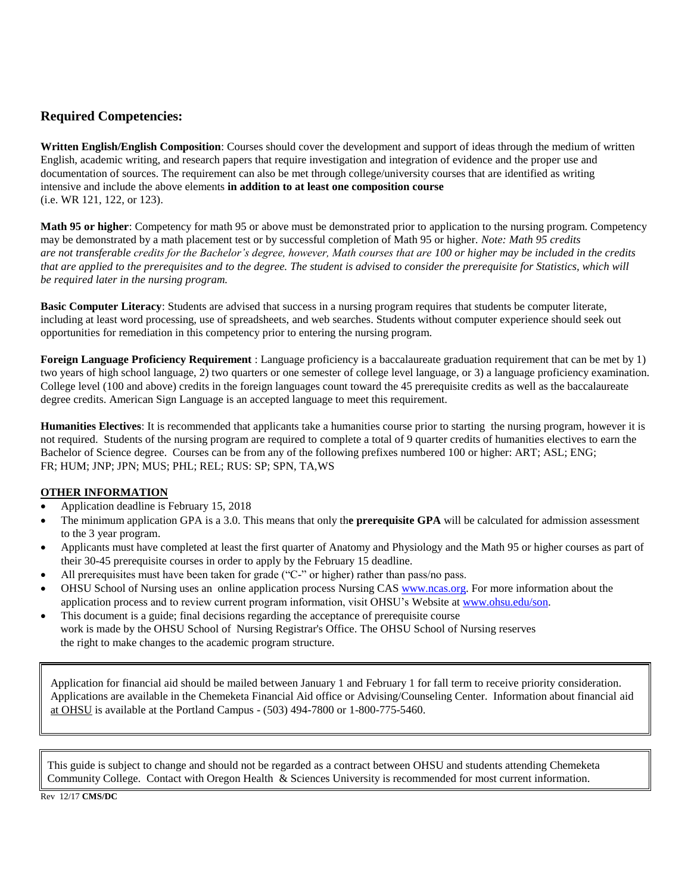## Required Competencies:

**Written English/English Composition**: Courses should cover the development and support of ideas through the medium of written English, academic writing, and research papers that require investigation and integration of evidence and the proper use and documentation of sources. The requirement can also be met through college/university courses that are identified as writing intensive and include the above elements **in addition to at least one composition course** (i.e. WR 121, 122, or 123).

**Math 95 or higher**: Competency for math 95 or above must be demonstrated prior to application to the nursing program. Competency may be demonstrated by a math placement test or by successful completion of Math 95 or higher. *Note: Math 95 credits are not transferable credits for the Bachelor's degree, however, Math courses that are 100 or higher may be included in the credits that are applied to the prerequisites and to the degree. The student is advised to consider the prerequisite for Statistics, which will be required later in the nursing program.*

**Basic Computer Literacy**: Students are advised that success in a nursing program requires that students be computer literate, including at least word processing, use of spreadsheets, and web searches. Students without computer experience should seek out opportunities for remediation in this competency prior to entering the nursing program.

**Foreign Language Proficiency Requirement** : Language proficiency is a baccalaureate graduation requirement that can be met by 1) two years of high school language, 2) two quarters or one semester of college level language, or 3) a language proficiency examination. College level (100 and above) credits in the foreign languages count toward the 45 prerequisite credits as well as the baccalaureate degree credits. American Sign Language is an accepted language to meet this requirement.

**Humanities Electives**: It is recommended that applicants take a humanities course prior to starting the nursing program, however it is not required. Students of the nursing program are required to complete a total of 9 quarter credits of humanities electives to earn the Bachelor of Science degree. Courses can be from any of the following prefixes numbered 100 or higher: ART; ASL; ENG; FR; HUM; JNP; JPN; MUS; PHL; REL; RUS: SP; SPN, TA,WS

### OTHER INFORMATION

- Application deadline is February 15, 2018
- The minimum application GPA is a 3.0. This means that only th**e prerequisite GPA** will be calculated for admission assessment to the 3 year program.
- Applicants must have completed at least the first quarter of Anatomy and Physiology and the Math 95 or higher courses as part of their 30-45 prerequisite courses in order to apply by the February 15 deadline.
- All prerequisites must have been taken for grade ("C-" or higher) rather than pass/no pass.
- OHSU School of Nursing uses an online application process Nursing CAS www.ncas.org. For more information about the application process and to review current program information, visit OHSU's Website at www.ohsu.edu/son.
- This document is a guide; final decisions regarding the acceptance of prerequisite course work is made by the OHSU School of Nursing Registrar's Office. The OHSU School of Nursing reserves the right to make changes to the academic program structure.

Application for financial aid should be mailed between January 1 and February 1 for fall term to receive priority consideration. Applications are available in the Chemeketa Financial Aid office or Advising/Counseling Center. Information about financial aid at OHSU is available at the Portland Campus - (503) 494-7800 or 1-800-775-5460.

This guide is subject to change and should not be regarded as a contract between OHSU and students attending Chemeketa Community College. Contact with Oregon Health & Sciences University is recommended for most current information.

Rev 12/17 **CMS/DC**